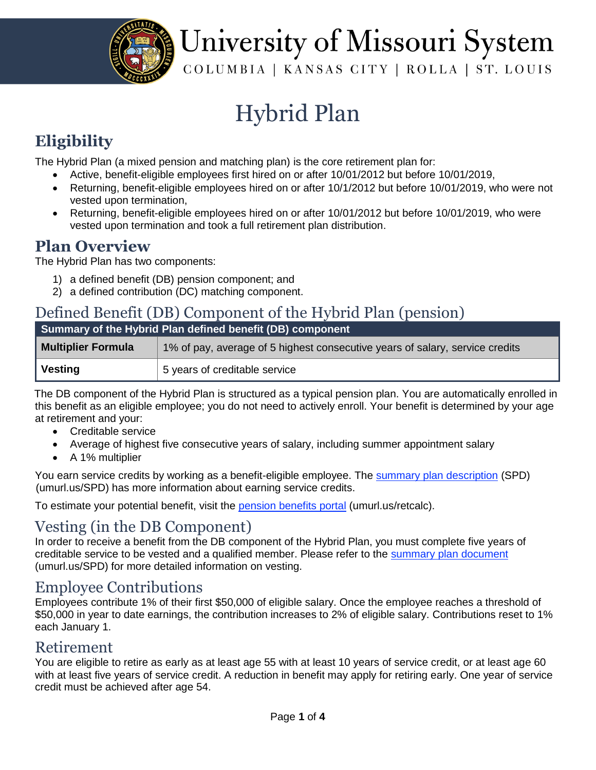# University of Missouri System

COLUMBIA | KANSAS CITY | ROLLA | ST. LOUIS

# Hybrid Plan

## Eligibility

The Hybrid Plan (a mixed pension and matching plan) is the core retirement plan for:

- Active, benefit-eligible employees first hired on or after 10/01/2012 but before 10/01/2019,
- Returning, benefit-eligible employees hired on or after 10/1/2012 but before 10/01/2019, who were not vested upon termination,
- Returning, benefit-eligible employees hired on or after 10/01/2012 but before 10/01/2019, who were vested upon termination and took a full retirement plan distribution.

## Plan Overview

The Hybrid Plan has two components:

1) a defined benefit (DB) pension component; and
2) a defined contribution (DC) matching component.

## Defined Benefit (DB) Component of the Hybrid Plan (pension)

| Summary of the Hybrid Plan defined benefit (DB) component | |
|---|---|
| **Multiplier Formula** | 1% of pay, average of 5 highest consecutive years of salary, service credits |
| **Vesting** | 5 years of creditable service |

The DB component of the Hybrid Plan is structured as a typical pension plan. You are automatically enrolled in this benefit as an eligible employee; you do not need to actively enroll. Your benefit is determined by your age at retirement and your:

- Creditable service
- Average of highest five consecutive years of salary, including summer appointment salary
- A 1% multiplier

You earn service credits by working as a benefit-eligible employee. The summary plan description (SPD) (umurl.us/SPD) has more information about earning service credits.

To estimate your potential benefit, visit the pension benefits portal (umurl.us/retcalc).

## Vesting (in the DB Component)

In order to receive a benefit from the DB component of the Hybrid Plan, you must complete five years of creditable service to be vested and a qualified member. Please refer to the summary plan document (umurl.us/SPD) for more detailed information on vesting.

## Employee Contributions

Employees contribute 1% of their first $50,000 of eligible salary. Once the employee reaches a threshold of $50,000 in year to date earnings, the contribution increases to 2% of eligible salary. Contributions reset to 1% each January 1.

## Retirement

You are eligible to retire as early as at least age 55 with at least 10 years of service credit, or at least age 60 with at least five years of service credit. A reduction in benefit may apply for retiring early. One year of service credit must be achieved after age 54.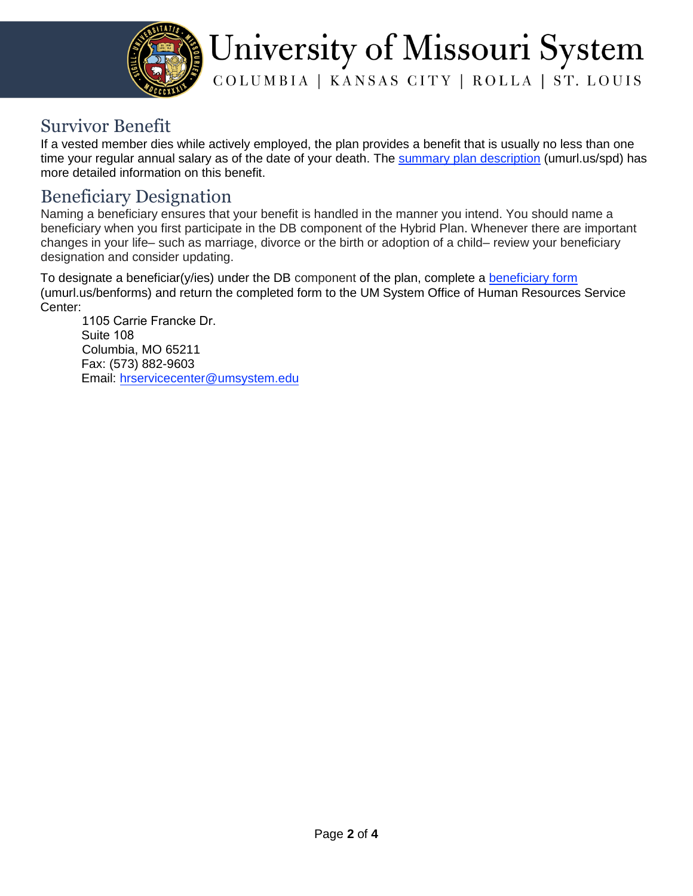## Survivor Benefit

If a vested member dies while actively employed, the plan provides a benefit that is usually no less than one time your regular annual salary as of the date of your death. The summary plan description (umurl.us/spd) has more detailed information on this benefit.

## Beneficiary Designation

Naming a beneficiary ensures that your benefit is handled in the manner you intend. You should name a beneficiary when you first participate in the DB component of the Hybrid Plan. Whenever there are important changes in your life– such as marriage, divorce or the birth or adoption of a child– review your beneficiary designation and consider updating.

To designate a beneficiar(y/ies) under the DB component of the plan, complete a beneficiary form (umurl.us/benforms) and return the completed form to the UM System Office of Human Resources Service Center:

> 1105 Carrie Francke Dr.
> Suite 108
> Columbia, MO 65211
> Fax: (573) 882-9603
> Email: hrservicecenter@umsystem.edu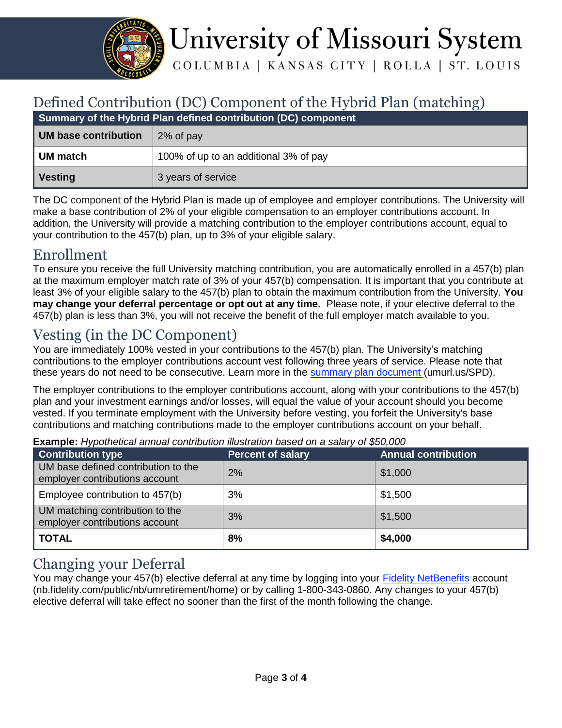# Defined Contribution (DC) Component of the Hybrid Plan (matching)

| Summary of the Hybrid Plan defined contribution (DC) component | |
|---|---|
| **UM base contribution** | 2% of pay |
| **UM match** | 100% of up to an additional 3% of pay |
| **Vesting** | 3 years of service |

The DC component of the Hybrid Plan is made up of employee and employer contributions. The University will make a base contribution of 2% of your eligible compensation to an employer contributions account. In addition, the University will provide a matching contribution to the employer contributions account, equal to your contribution to the 457(b) plan, up to 3% of your eligible salary.

## Enrollment

To ensure you receive the full University matching contribution, you are automatically enrolled in a 457(b) plan at the maximum employer match rate of 3% of your 457(b) compensation. It is important that you contribute at least 3% of your eligible salary to the 457(b) plan to obtain the maximum contribution from the University. **You may change your deferral percentage or opt out at any time.** Please note, if your elective deferral to the 457(b) plan is less than 3%, you will not receive the benefit of the full employer match available to you.

## Vesting (in the DC Component)

You are immediately 100% vested in your contributions to the 457(b) plan. The University's matching contributions to the employer contributions account vest following three years of service. Please note that these years do not need to be consecutive. Learn more in the [summary plan document](umurl.us/SPD) (umurl.us/SPD).

The employer contributions to the employer contributions account, along with your contributions to the 457(b) plan and your investment earnings and/or losses, will equal the value of your account should you become vested. If you terminate employment with the University before vesting, you forfeit the University's base contributions and matching contributions made to the employer contributions account on your behalf.

**Example:** *Hypothetical annual contribution illustration based on a salary of $50,000*

| Contribution type | Percent of salary | Annual contribution |
|---|---|---|
| UM base defined contribution to the employer contributions account | 2% | $1,000 |
| Employee contribution to 457(b) | 3% | $1,500 |
| UM matching contribution to the employer contributions account | 3% | $1,500 |
| **TOTAL** | **8%** | **$4,000** |

## Changing your Deferral

You may change your 457(b) elective deferral at any time by logging into your [Fidelity NetBenefits](nb.fidelity.com/public/nb/umretirement/home) account (nb.fidelity.com/public/nb/umretirement/home) or by calling 1-800-343-0860. Any changes to your 457(b) elective deferral will take effect no sooner than the first of the month following the change.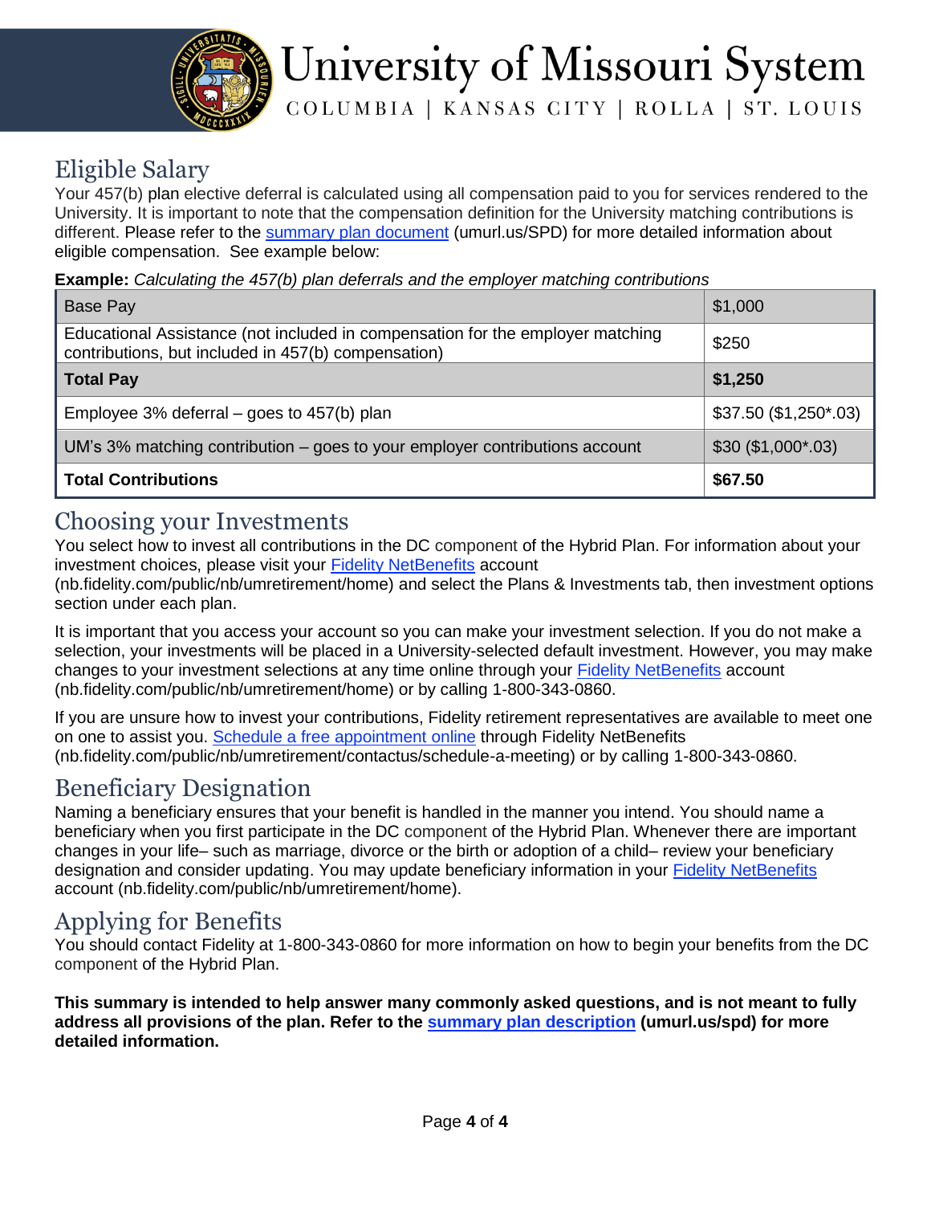## Eligible Salary

Your 457(b) plan elective deferral is calculated using all compensation paid to you for services rendered to the University. It is important to note that the compensation definition for the University matching contributions is different. Please refer to the summary plan document (umurl.us/SPD) for more detailed information about eligible compensation. See example below:

**Example:** *Calculating the 457(b) plan deferrals and the employer matching contributions*

| | |
|---|---|
| Base Pay | $1,000 |
| Educational Assistance (not included in compensation for the employer matching contributions, but included in 457(b) compensation) | $250 |
| **Total Pay** | **$1,250** |
| Employee 3% deferral – goes to 457(b) plan | $37.50 ($1,250*.03) |
| UM's 3% matching contribution – goes to your employer contributions account | $30 ($1,000*.03) |
| **Total Contributions** | **$67.50** |

## Choosing your Investments

You select how to invest all contributions in the DC component of the Hybrid Plan. For information about your investment choices, please visit your Fidelity NetBenefits account (nb.fidelity.com/public/nb/umretirement/home) and select the Plans & Investments tab, then investment options section under each plan.

It is important that you access your account so you can make your investment selection. If you do not make a selection, your investments will be placed in a University-selected default investment. However, you may make changes to your investment selections at any time online through your Fidelity NetBenefits account (nb.fidelity.com/public/nb/umretirement/home) or by calling 1-800-343-0860.

If you are unsure how to invest your contributions, Fidelity retirement representatives are available to meet one on one to assist you. Schedule a free appointment online through Fidelity NetBenefits (nb.fidelity.com/public/nb/umretirement/contactus/schedule-a-meeting) or by calling 1-800-343-0860.

## Beneficiary Designation

Naming a beneficiary ensures that your benefit is handled in the manner you intend. You should name a beneficiary when you first participate in the DC component of the Hybrid Plan. Whenever there are important changes in your life– such as marriage, divorce or the birth or adoption of a child– review your beneficiary designation and consider updating. You may update beneficiary information in your Fidelity NetBenefits account (nb.fidelity.com/public/nb/umretirement/home).

## Applying for Benefits

You should contact Fidelity at 1-800-343-0860 for more information on how to begin your benefits from the DC component of the Hybrid Plan.

**This summary is intended to help answer many commonly asked questions, and is not meant to fully address all provisions of the plan. Refer to the summary plan description (umurl.us/spd) for more detailed information.**